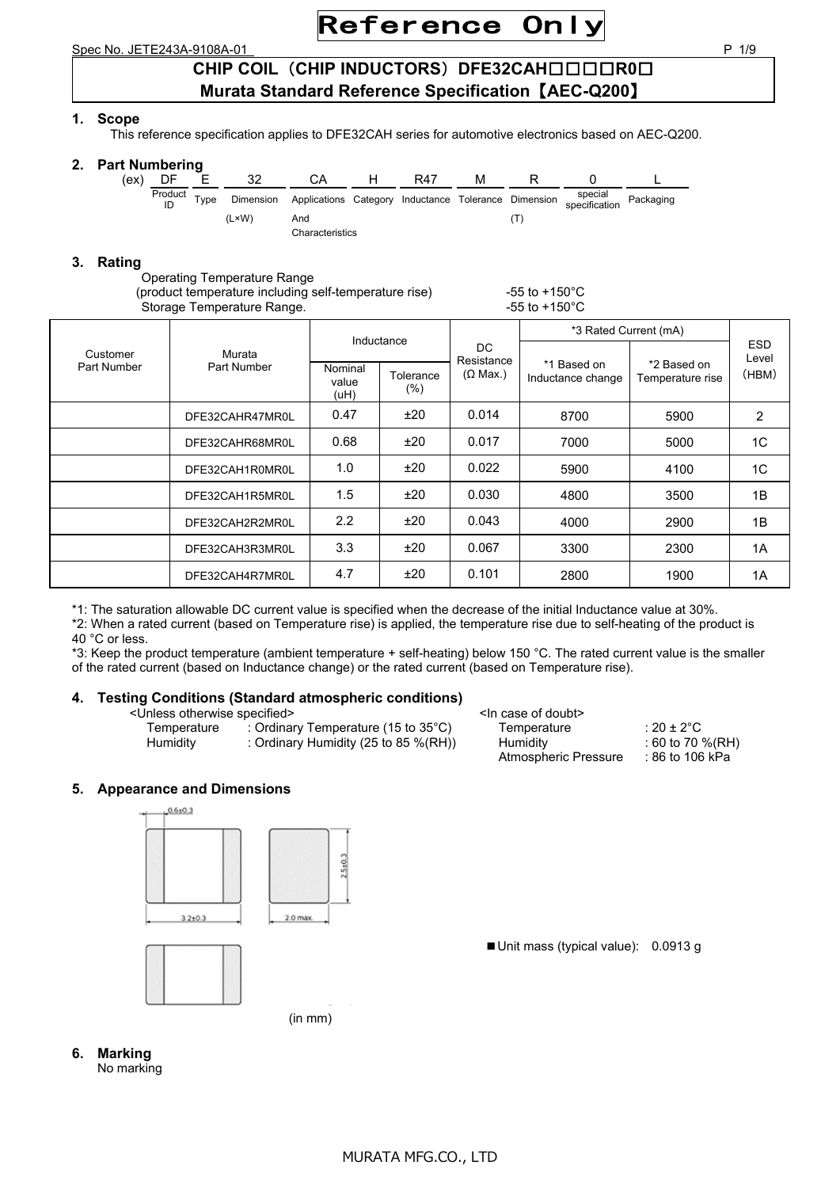Reference Only

Spec No. JETE243A-9108A-01

# CHIP COIL（CHIP INDUCTORS）DFE32CAH□□□□R0□
## Murata Standard Reference Specification【AEC-Q200】

### 1. Scope

This reference specification applies to DFE32CAH series for automotive electronics based on AEC-Q200.

### 2. Part Numbering

| (ex) | DF | E | 32 | CA | H | R47 | M | R | 0 | L |
|---|---|---|---|---|---|---|---|---|---|---|
| | Product ID | Type | Dimension (L×W) | Applications And Characteristics | Category | Inductance | Tolerance | Dimension (T) | special specification | Packaging |

### 3. Rating

Operating Temperature Range (product temperature including self-temperature rise): -55 to +150°C
Storage Temperature Range.: -55 to +150°C

| Customer Part Number | Murata Part Number | Inductance | | DC Resistance (Ω Max.) | *3 Rated Current (mA) | | ESD Level (HBM) |
|---|---|---|---|---|---|---|---|
| | | Nominal value (uH) | Tolerance (%) | | *1 Based on Inductance change | *2 Based on Temperature rise | |
| | DFE32CAHR47MR0L | 0.47 | ±20 | 0.014 | 8700 | 5900 | 2 |
| | DFE32CAHR68MR0L | 0.68 | ±20 | 0.017 | 7000 | 5000 | 1C |
| | DFE32CAH1R0MR0L | 1.0 | ±20 | 0.022 | 5900 | 4100 | 1C |
| | DFE32CAH1R5MR0L | 1.5 | ±20 | 0.030 | 4800 | 3500 | 1B |
| | DFE32CAH2R2MR0L | 2.2 | ±20 | 0.043 | 4000 | 2900 | 1B |
| | DFE32CAH3R3MR0L | 3.3 | ±20 | 0.067 | 3300 | 2300 | 1A |
| | DFE32CAH4R7MR0L | 4.7 | ±20 | 0.101 | 2800 | 1900 | 1A |

*1: The saturation allowable DC current value is specified when the decrease of the initial Inductance value at 30%.
*2: When a rated current (based on Temperature rise) is applied, the temperature rise due to self-heating of the product is 40 °C or less.
*3: Keep the product temperature (ambient temperature + self-heating) below 150 °C. The rated current value is the smaller of the rated current (based on Inductance change) or the rated current (based on Temperature rise).

### 4. Testing Conditions (Standard atmospheric conditions)

<Unless otherwise specified>
- Temperature : Ordinary Temperature (15 to 35°C)
- Humidity : Ordinary Humidity (25 to 85 %(RH))

<In case of doubt>
- Temperature : 20 ± 2°C
- Humidity : 60 to 70 %(RH)
- Atmospheric Pressure : 86 to 106 kPa

### 5. Appearance and Dimensions

0.6±0.3
3.2±0.3
2.0 max.
2.5±0.3

(in mm)

■Unit mass (typical value): 0.0913 g

### 6. Marking

No marking

MURATA MFG.CO., LTD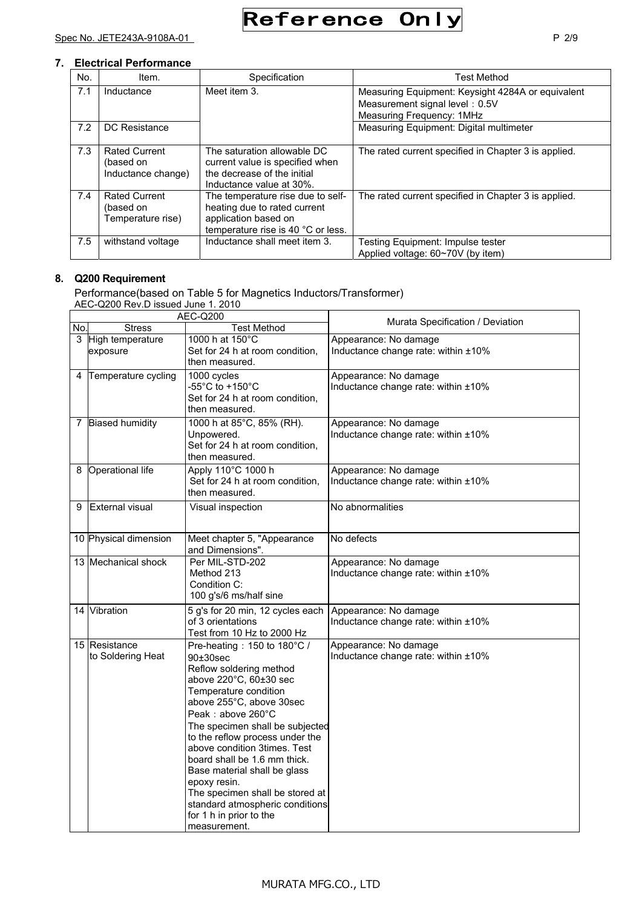## 7. Electrical Performance

| No. | Item. | Specification | Test Method |
|---|---|---|---|
| 7.1 | Inductance | Meet item 3. | Measuring Equipment: Keysight 4284A or equivalent<br>Measurement signal level：0.5V<br>Measuring Frequency: 1MHz |
| 7.2 | DC Resistance | | Measuring Equipment: Digital multimeter |
| 7.3 | Rated Current (based on Inductance change) | The saturation allowable DC current value is specified when the decrease of the initial Inductance value at 30%. | The rated current specified in Chapter 3 is applied. |
| 7.4 | Rated Current (based on Temperature rise) | The temperature rise due to self-heating due to rated current application based on temperature rise is 40 °C or less. | The rated current specified in Chapter 3 is applied. |
| 7.5 | withstand voltage | Inductance shall meet item 3. | Testing Equipment: Impulse tester<br>Applied voltage: 60~70V (by item) |

## 8. Q200 Requirement

Performance(based on Table 5 for Magnetics Inductors/Transformer)
AEC-Q200 Rev.D issued June 1. 2010

| AEC-Q200 | | | Murata Specification / Deviation |
|---|---|---|---|
| No. | Stress | Test Method | |
| 3 | High temperature exposure | 1000 h at 150°C<br>Set for 24 h at room condition, then measured. | Appearance: No damage<br>Inductance change rate: within ±10% |
| 4 | Temperature cycling | 1000 cycles<br>-55°C to +150°C<br>Set for 24 h at room condition, then measured. | Appearance: No damage<br>Inductance change rate: within ±10% |
| 7 | Biased humidity | 1000 h at 85°C, 85% (RH).<br>Unpowered.<br>Set for 24 h at room condition, then measured. | Appearance: No damage<br>Inductance change rate: within ±10% |
| 8 | Operational life | Apply 110°C 1000 h<br>Set for 24 h at room condition, then measured. | Appearance: No damage<br>Inductance change rate: within ±10% |
| 9 | External visual | Visual inspection | No abnormalities |
| 10 | Physical dimension | Meet chapter 5, "Appearance and Dimensions". | No defects |
| 13 | Mechanical shock | Per MIL-STD-202<br>Method 213<br>Condition C:<br>100 g's/6 ms/half sine | Appearance: No damage<br>Inductance change rate: within ±10% |
| 14 | Vibration | 5 g's for 20 min, 12 cycles each of 3 orientations<br>Test from 10 Hz to 2000 Hz | Appearance: No damage<br>Inductance change rate: within ±10% |
| 15 | Resistance to Soldering Heat | Pre-heating：150 to 180°C / 90±30sec<br>Reflow soldering method above 220°C, 60±30 sec<br>Temperature condition above 255°C, above 30sec<br>Peak：above 260°C<br>The specimen shall be subjected to the reflow process under the above condition 3times. Test board shall be 1.6 mm thick. Base material shall be glass epoxy resin.<br>The specimen shall be stored at standard atmospheric conditions for 1 h in prior to the measurement. | Appearance: No damage<br>Inductance change rate: within ±10% |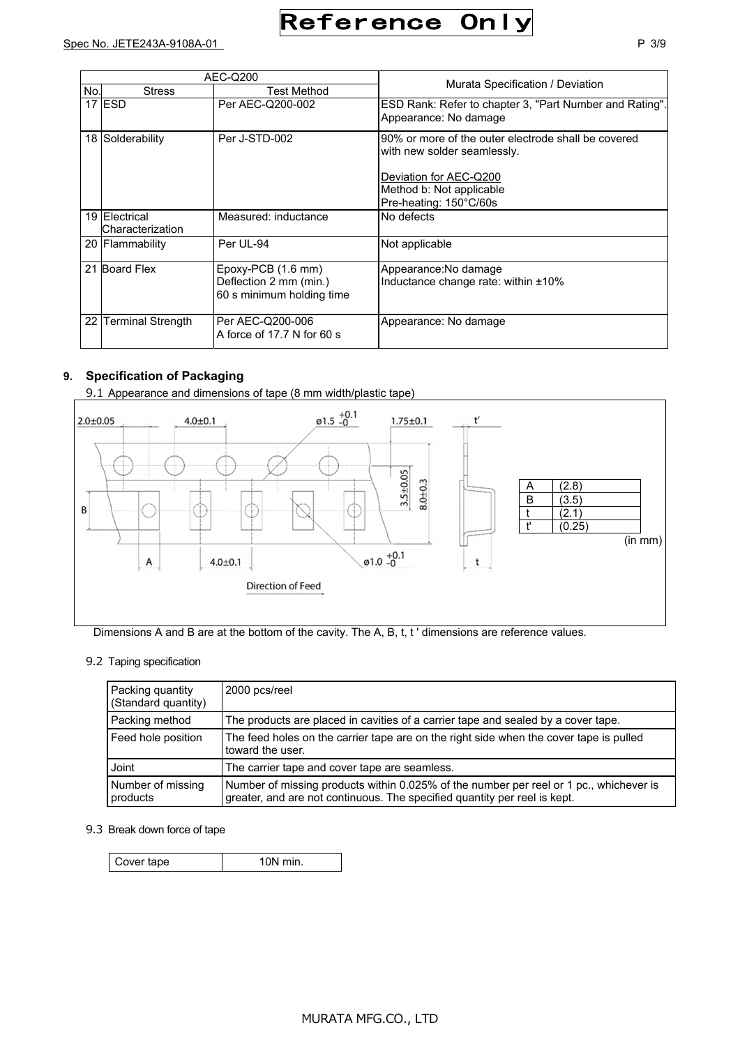| AEC-Q200 | | | Murata Specification / Deviation |
|---|---|---|---|
| No. | Stress | Test Method | |
| 17 | ESD | Per AEC-Q200-002 | ESD Rank: Refer to chapter 3, "Part Number and Rating". Appearance: No damage |
| 18 | Solderability | Per J-STD-002 | 90% or more of the outer electrode shall be covered with new solder seamlessly.<br><br>Deviation for AEC-Q200<br>Method b: Not applicable<br>Pre-heating: 150°C/60s |
| 19 | Electrical Characterization | Measured: inductance | No defects |
| 20 | Flammability | Per UL-94 | Not applicable |
| 21 | Board Flex | Epoxy-PCB (1.6 mm)<br>Deflection 2 mm (min.)<br>60 s minimum holding time | Appearance:No damage<br>Inductance change rate: within ±10% |
| 22 | Terminal Strength | Per AEC-Q200-006<br>A force of 17.7 N for 60 s | Appearance: No damage |

## 9. Specification of Packaging

9.1 Appearance and dimensions of tape (8 mm width/plastic tape)

2.0±0.05　4.0±0.1　ø1.5 $^{+0.1}_{-0}$　1.75±0.1　t'

3.5±0.05　8.0±0.3　B　A　4.0±0.1　ø1.0 $^{+0.1}_{-0}$　t

Direction of Feed

| | |
|---|---|
| A | (2.8) |
| B | (3.5) |
| t | (2.1) |
| t' | (0.25) |

(in mm)

Dimensions A and B are at the bottom of the cavity. The A, B, t, t ' dimensions are reference values.

9.2 Taping specification

| | |
|---|---|
| Packing quantity (Standard quantity) | 2000 pcs/reel |
| Packing method | The products are placed in cavities of a carrier tape and sealed by a cover tape. |
| Feed hole position | The feed holes on the carrier tape are on the right side when the cover tape is pulled toward the user. |
| Joint | The carrier tape and cover tape are seamless. |
| Number of missing products | Number of missing products within 0.025% of the number per reel or 1 pc., whichever is greater, and are not continuous. The specified quantity per reel is kept. |

9.3 Break down force of tape

| | |
|---|---|
| Cover tape | 10N min. |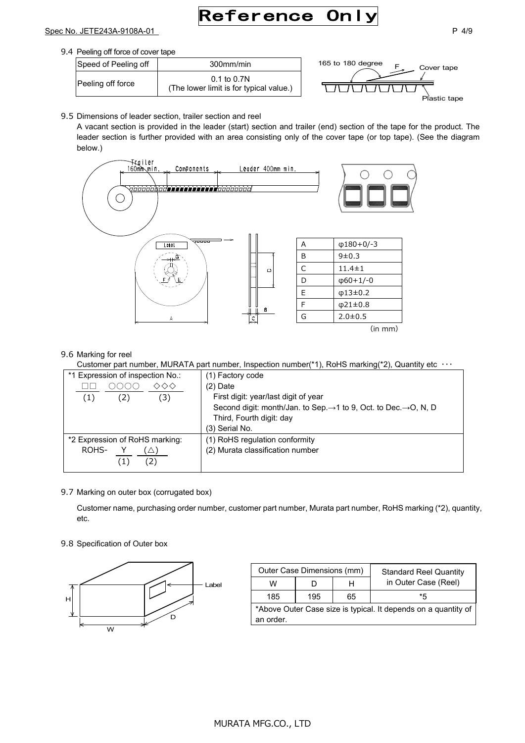Spec No. JETE243A-9108A-01

9.4 Peeling off force of cover tape

| Speed of Peeling off | 300mm/min |
|---|---|
| Peeling off force | 0.1 to 0.7N<br>(The lower limit is for typical value.) |

165 to 180 degree F Cover tape

Plastic tape

9.5 Dimensions of leader section, trailer section and reel

A vacant section is provided in the leader (start) section and trailer (end) section of the tape for the product. The leader section is further provided with an area consisting only of the cover tape (or top tape). (See the diagram below.)

Trailer 160mm min. Components Leader 400mm min.

| | |
|---|---|
| A | φ180+0/-3 |
| B | 9±0.3 |
| C | 11.4±1 |
| D | φ60+1/-0 |
| E | φ13±0.2 |
| F | φ21±0.8 |
| G | 2.0±0.5 |

(in mm)

9.6 Marking for reel

Customer part number, MURATA part number, Inspection number(*1), RoHS marking(*2), Quantity etc ···

| *1 Expression of inspection No.:<br>□□ ○○○○ ◇◇◇<br>(1) (2) (3) | (1) Factory code<br>(2) Date<br>First digit: year/last digit of year<br>Second digit: month/Jan. to Sep.→1 to 9, Oct. to Dec.→O, N, D<br>Third, Fourth digit: day<br>(3) Serial No. |
|---|---|
| *2 Expression of RoHS marking:<br>ROHS- Y (△)<br>(1) (2) | (1) RoHS regulation conformity<br>(2) Murata classification number |

9.7 Marking on outer box (corrugated box)

Customer name, purchasing order number, customer part number, Murata part number, RoHS marking (*2), quantity, etc.

9.8 Specification of Outer box

Label

H D W

| Outer Case Dimensions (mm) | | | Standard Reel Quantity in Outer Case (Reel) |
|---|---|---|---|
| W | D | H | |
| 185 | 195 | 65 | *5 |

*Above Outer Case size is typical. It depends on a quantity of an order.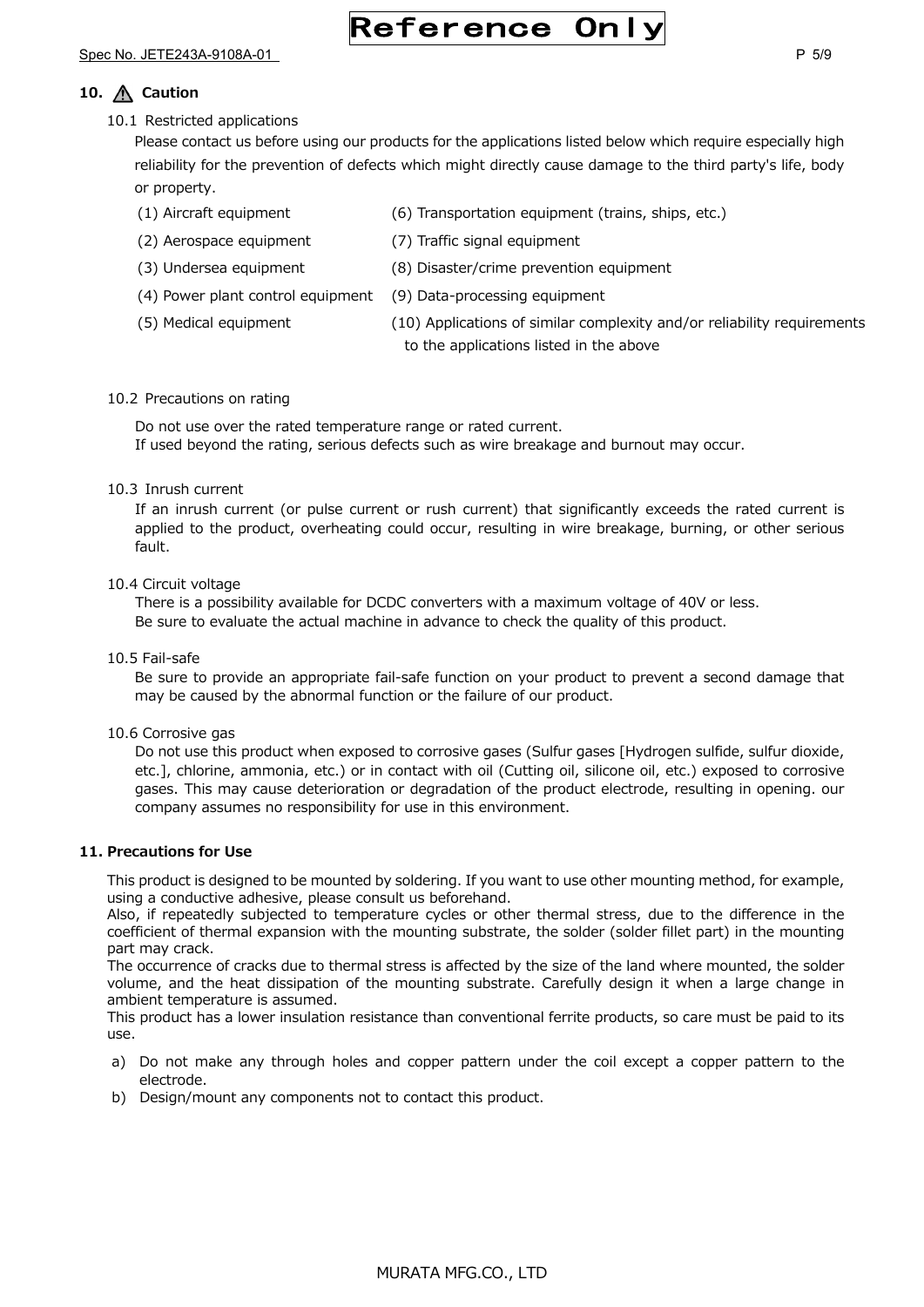## 10. ⚠ Caution

### 10.1 Restricted applications

Please contact us before using our products for the applications listed below which require especially high reliability for the prevention of defects which might directly cause damage to the third party's life, body or property.

(1) Aircraft equipment
(2) Aerospace equipment
(3) Undersea equipment
(4) Power plant control equipment
(5) Medical equipment
(6) Transportation equipment (trains, ships, etc.)
(7) Traffic signal equipment
(8) Disaster/crime prevention equipment
(9) Data-processing equipment
(10) Applications of similar complexity and/or reliability requirements to the applications listed in the above

### 10.2 Precautions on rating

Do not use over the rated temperature range or rated current.
If used beyond the rating, serious defects such as wire breakage and burnout may occur.

### 10.3 Inrush current

If an inrush current (or pulse current or rush current) that significantly exceeds the rated current is applied to the product, overheating could occur, resulting in wire breakage, burning, or other serious fault.

### 10.4 Circuit voltage

There is a possibility available for DCDC converters with a maximum voltage of 40V or less.
Be sure to evaluate the actual machine in advance to check the quality of this product.

### 10.5 Fail-safe

Be sure to provide an appropriate fail-safe function on your product to prevent a second damage that may be caused by the abnormal function or the failure of our product.

### 10.6 Corrosive gas

Do not use this product when exposed to corrosive gases (Sulfur gases [Hydrogen sulfide, sulfur dioxide, etc.], chlorine, ammonia, etc.) or in contact with oil (Cutting oil, silicone oil, etc.) exposed to corrosive gases. This may cause deterioration or degradation of the product electrode, resulting in opening. our company assumes no responsibility for use in this environment.

## 11. Precautions for Use

This product is designed to be mounted by soldering. If you want to use other mounting method, for example, using a conductive adhesive, please consult us beforehand.
Also, if repeatedly subjected to temperature cycles or other thermal stress, due to the difference in the coefficient of thermal expansion with the mounting substrate, the solder (solder fillet part) in the mounting part may crack.
The occurrence of cracks due to thermal stress is affected by the size of the land where mounted, the solder volume, and the heat dissipation of the mounting substrate. Carefully design it when a large change in ambient temperature is assumed.
This product has a lower insulation resistance than conventional ferrite products, so care must be paid to its use.

a) Do not make any through holes and copper pattern under the coil except a copper pattern to the electrode.
b) Design/mount any components not to contact this product.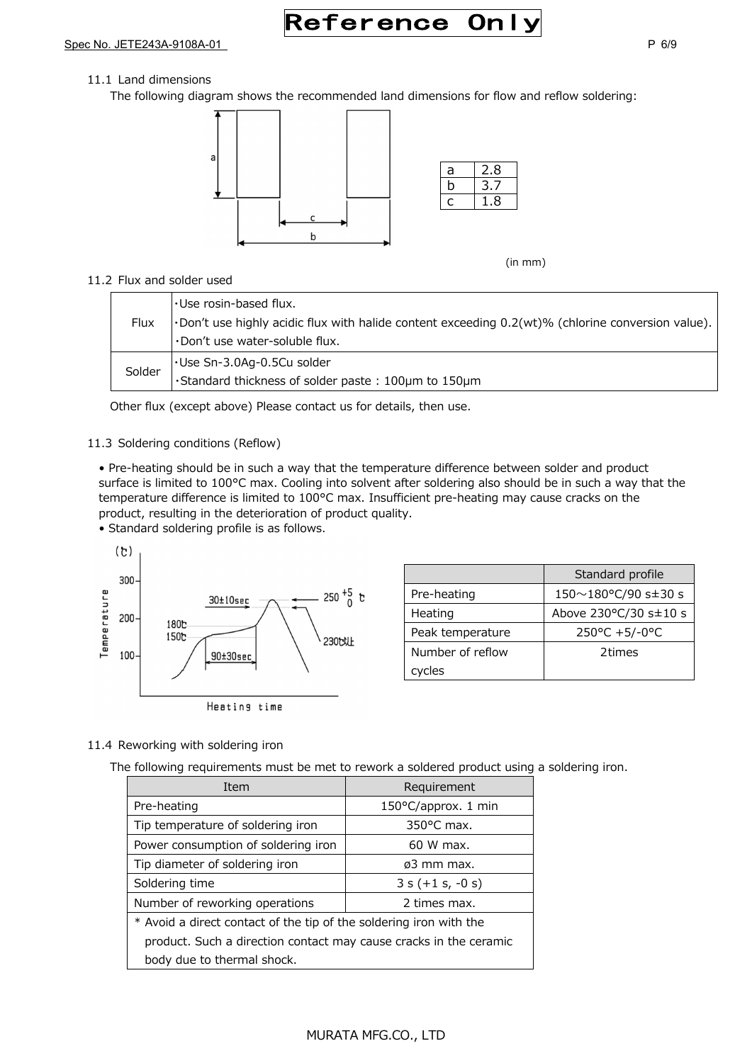### 11.1 Land dimensions

The following diagram shows the recommended land dimensions for flow and reflow soldering:

| a | 2.8 |
|---|---|
| b | 3.7 |
| c | 1.8 |

(in mm)

### 11.2 Flux and solder used

| Flux | ・Use rosin-based flux.<br>・Don't use highly acidic flux with halide content exceeding 0.2(wt)% (chlorine conversion value).<br>・Don't use water-soluble flux. |
|---|---|
| Solder | ・Use Sn-3.0Ag-0.5Cu solder<br>・Standard thickness of solder paste : 100μm to 150μm |

Other flux (except above) Please contact us for details, then use.

### 11.3 Soldering conditions (Reflow)

- Pre-heating should be in such a way that the temperature difference between solder and product surface is limited to 100°C max. Cooling into solvent after soldering also should be in such a way that the temperature difference is limited to 100°C max. Insufficient pre-heating may cause cracks on the product, resulting in the deterioration of product quality.
- Standard soldering profile is as follows.

| | Standard profile |
|---|---|
| Pre-heating | 150～180°C/90 s±30 s |
| Heating | Above 230°C/30 s±10 s |
| Peak temperature | 250°C +5/-0°C |
| Number of reflow cycles | 2times |

### 11.4 Reworking with soldering iron

The following requirements must be met to rework a soldered product using a soldering iron.

| Item | Requirement |
|---|---|
| Pre-heating | 150°C/approx. 1 min |
| Tip temperature of soldering iron | 350°C max. |
| Power consumption of soldering iron | 60 W max. |
| Tip diameter of soldering iron | ø3 mm max. |
| Soldering time | 3 s (+1 s, -0 s) |
| Number of reworking operations | 2 times max. |

* Avoid a direct contact of the tip of the soldering iron with the product. Such a direction contact may cause cracks in the ceramic body due to thermal shock.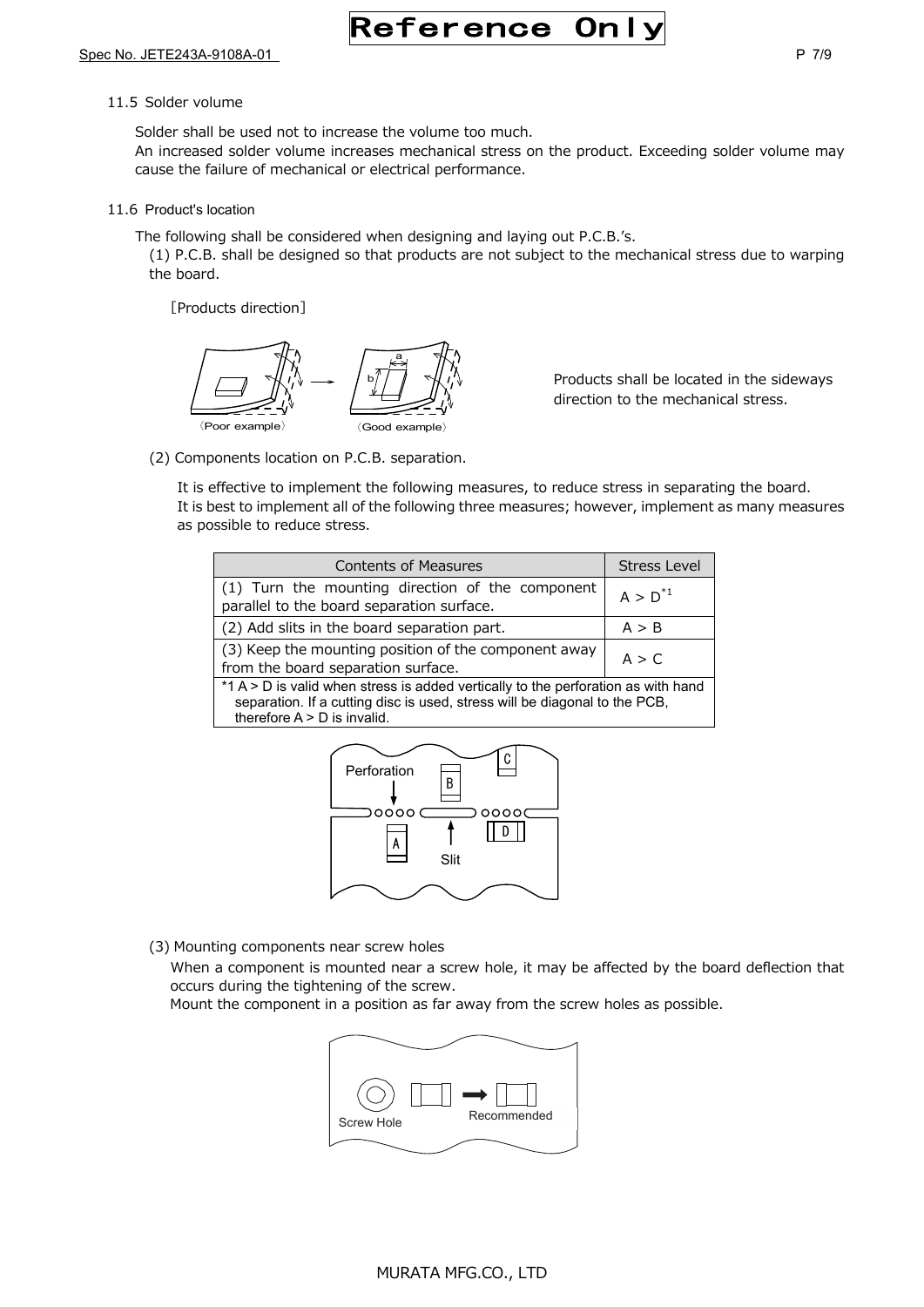### 11.5 Solder volume

Solder shall be used not to increase the volume too much.
An increased solder volume increases mechanical stress on the product. Exceeding solder volume may cause the failure of mechanical or electrical performance.

### 11.6 Product's location

The following shall be considered when designing and laying out P.C.B.'s.

(1) P.C.B. shall be designed so that products are not subject to the mechanical stress due to warping the board.

[Products direction]

〈Poor example〉 〈Good example〉

Products shall be located in the sideways direction to the mechanical stress.

(2) Components location on P.C.B. separation.

It is effective to implement the following measures, to reduce stress in separating the board.
It is best to implement all of the following three measures; however, implement as many measures as possible to reduce stress.

| Contents of Measures | Stress Level |
|---|---|
| (1) Turn the mounting direction of the component parallel to the board separation surface. | A > D[*1] |
| (2) Add slits in the board separation part. | A > B |
| (3) Keep the mounting position of the component away from the board separation surface. | A > C |
| *1 A > D is valid when stress is added vertically to the perforation as with hand separation. If a cutting disc is used, stress will be diagonal to the PCB, therefore A > D is invalid. | |

Perforation Slit

(3) Mounting components near screw holes

When a component is mounted near a screw hole, it may be affected by the board deflection that occurs during the tightening of the screw.
Mount the component in a position as far away from the screw holes as possible.

Screw Hole Recommended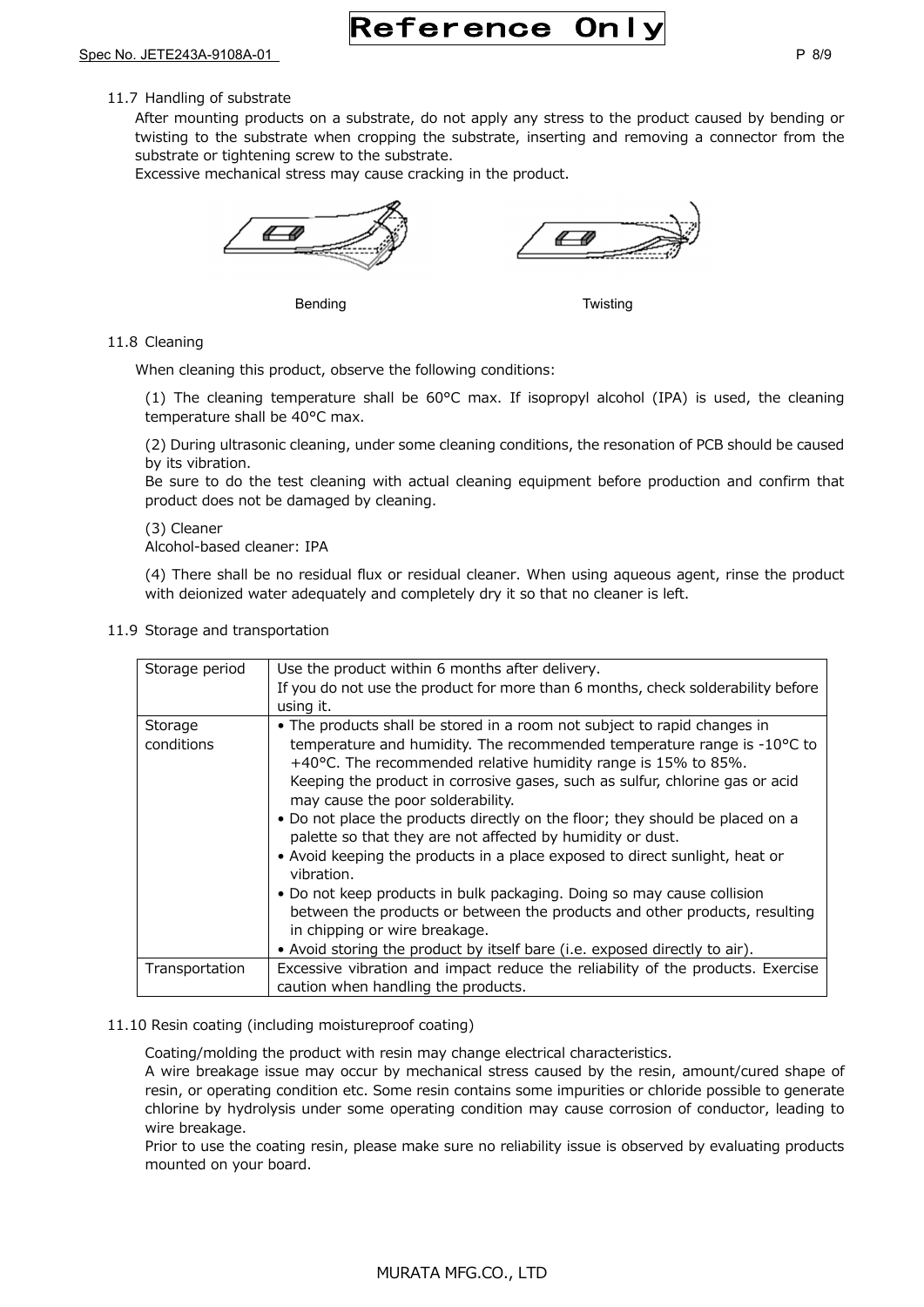11.7 Handling of substrate

After mounting products on a substrate, do not apply any stress to the product caused by bending or twisting to the substrate when cropping the substrate, inserting and removing a connector from the substrate or tightening screw to the substrate.
Excessive mechanical stress may cause cracking in the product.

Bending　　　　　　　　　　Twisting

11.8 Cleaning

When cleaning this product, observe the following conditions:

(1) The cleaning temperature shall be 60°C max. If isopropyl alcohol (IPA) is used, the cleaning temperature shall be 40°C max.

(2) During ultrasonic cleaning, under some cleaning conditions, the resonation of PCB should be caused by its vibration.
Be sure to do the test cleaning with actual cleaning equipment before production and confirm that product does not be damaged by cleaning.

(3) Cleaner
Alcohol-based cleaner: IPA

(4) There shall be no residual flux or residual cleaner. When using aqueous agent, rinse the product with deionized water adequately and completely dry it so that no cleaner is left.

11.9 Storage and transportation

| Storage period | Use the product within 6 months after delivery.<br>If you do not use the product for more than 6 months, check solderability before using it. |
|---|---|
| Storage conditions | • The products shall be stored in a room not subject to rapid changes in temperature and humidity. The recommended temperature range is -10°C to +40°C. The recommended relative humidity range is 15% to 85%.<br>Keeping the product in corrosive gases, such as sulfur, chlorine gas or acid may cause the poor solderability.<br>• Do not place the products directly on the floor; they should be placed on a palette so that they are not affected by humidity or dust.<br>• Avoid keeping the products in a place exposed to direct sunlight, heat or vibration.<br>• Do not keep products in bulk packaging. Doing so may cause collision between the products or between the products and other products, resulting in chipping or wire breakage.<br>• Avoid storing the product by itself bare (i.e. exposed directly to air). |
| Transportation | Excessive vibration and impact reduce the reliability of the products. Exercise caution when handling the products. |

11.10 Resin coating (including moistureproof coating)

Coating/molding the product with resin may change electrical characteristics.
A wire breakage issue may occur by mechanical stress caused by the resin, amount/cured shape of resin, or operating condition etc. Some resin contains some impurities or chloride possible to generate chlorine by hydrolysis under some operating condition may cause corrosion of conductor, leading to wire breakage.
Prior to use the coating resin, please make sure no reliability issue is observed by evaluating products mounted on your board.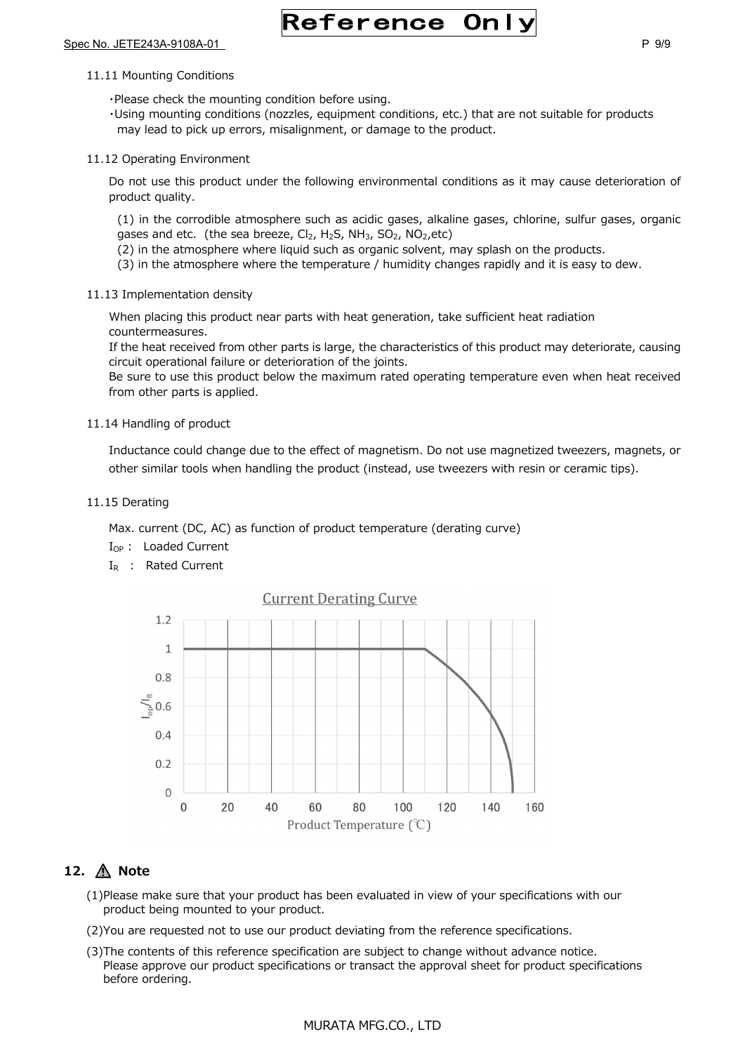### 11.11 Mounting Conditions

・Please check the mounting condition before using.
・Using mounting conditions (nozzles, equipment conditions, etc.) that are not suitable for products may lead to pick up errors, misalignment, or damage to the product.

### 11.12 Operating Environment

Do not use this product under the following environmental conditions as it may cause deterioration of product quality.

(1) in the corrodible atmosphere such as acidic gases, alkaline gases, chlorine, sulfur gases, organic gases and etc. (the sea breeze, $Cl_2$, $H_2S$, $NH_3$, $SO_2$, $NO_2$,etc)
(2) in the atmosphere where liquid such as organic solvent, may splash on the products.
(3) in the atmosphere where the temperature / humidity changes rapidly and it is easy to dew.

### 11.13 Implementation density

When placing this product near parts with heat generation, take sufficient heat radiation countermeasures.
If the heat received from other parts is large, the characteristics of this product may deteriorate, causing circuit operational failure or deterioration of the joints.
Be sure to use this product below the maximum rated operating temperature even when heat received from other parts is applied.

### 11.14 Handling of product

Inductance could change due to the effect of magnetism. Do not use magnetized tweezers, magnets, or other similar tools when handling the product (instead, use tweezers with resin or ceramic tips).

### 11.15 Derating

Max. current (DC, AC) as function of product temperature (derating curve)

$I_{OP}$ : Loaded Current

$I_R$ : Rated Current

Current Derating Curve

$I_{op}/I_R$

1.2
1
0.8
0.6
0.4
0.2
0

0 20 40 60 80 100 120 140 160

Product Temperature (℃)

## 12. ⚠ Note

(1)Please make sure that your product has been evaluated in view of your specifications with our product being mounted to your product.

(2)You are requested not to use our product deviating from the reference specifications.

(3)The contents of this reference specification are subject to change without advance notice. Please approve our product specifications or transact the approval sheet for product specifications before ordering.